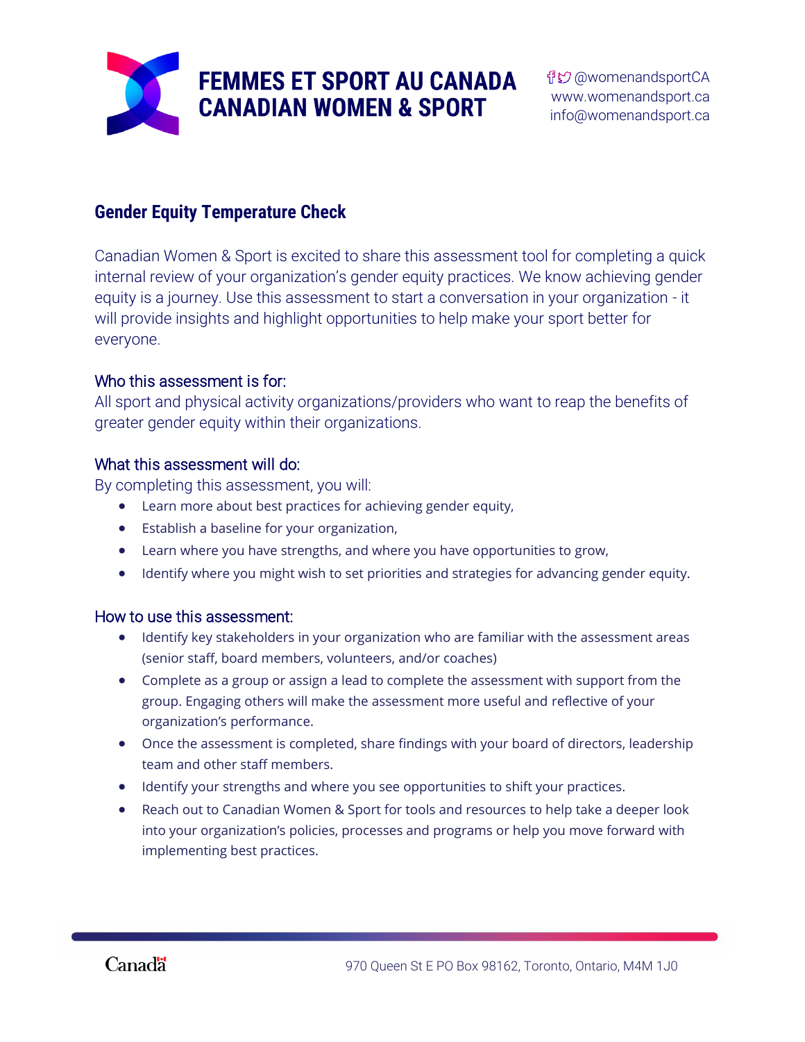# FEMMES ET SPORT AU CANADA
# CANADIAN WOMEN & SPORT

@womenandsportCA
www.womenandsport.ca
info@womenandsport.ca

## Gender Equity Temperature Check

Canadian Women & Sport is excited to share this assessment tool for completing a quick internal review of your organization's gender equity practices. We know achieving gender equity is a journey. Use this assessment to start a conversation in your organization - it will provide insights and highlight opportunities to help make your sport better for everyone.

### Who this assessment is for:

All sport and physical activity organizations/providers who want to reap the benefits of greater gender equity within their organizations.

### What this assessment will do:

By completing this assessment, you will:

- Learn more about best practices for achieving gender equity,
- Establish a baseline for your organization,
- Learn where you have strengths, and where you have opportunities to grow,
- Identify where you might wish to set priorities and strategies for advancing gender equity.

### How to use this assessment:

- Identify key stakeholders in your organization who are familiar with the assessment areas (senior staff, board members, volunteers, and/or coaches)
- Complete as a group or assign a lead to complete the assessment with support from the group. Engaging others will make the assessment more useful and reflective of your organization's performance.
- Once the assessment is completed, share findings with your board of directors, leadership team and other staff members.
- Identify your strengths and where you see opportunities to shift your practices.
- Reach out to Canadian Women & Sport for tools and resources to help take a deeper look into your organization's policies, processes and programs or help you move forward with implementing best practices.

Canada

970 Queen St E PO Box 98162, Toronto, Ontario, M4M 1J0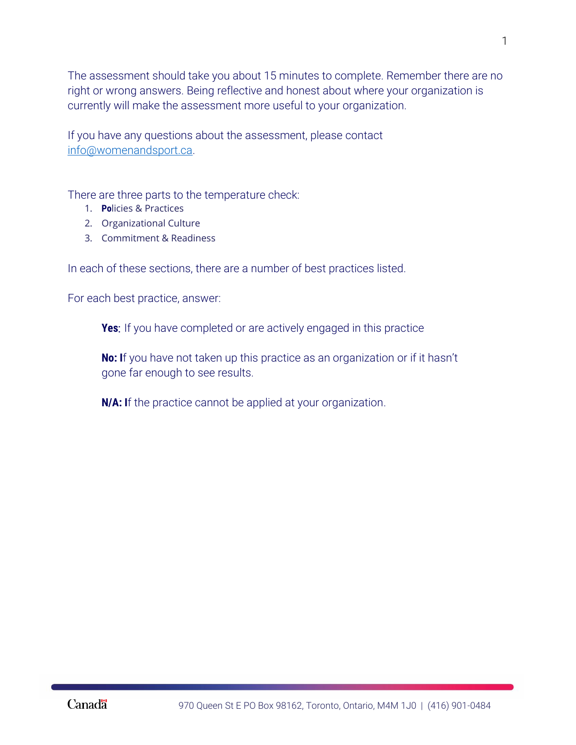The assessment should take you about 15 minutes to complete. Remember there are no right or wrong answers. Being reflective and honest about where your organization is currently will make the assessment more useful to your organization.

If you have any questions about the assessment, please contact [info@womenandsport.ca](mailto:info@womenandsport.ca).

There are three parts to the temperature check:

1. Policies & Practices
2. Organizational Culture
3. Commitment & Readiness

In each of these sections, there are a number of best practices listed.

For each best practice, answer:

> **Yes**: If you have completed or are actively engaged in this practice
>
> **No:** If you have not taken up this practice as an organization or if it hasn't gone far enough to see results.
>
> **N/A:** If the practice cannot be applied at your organization.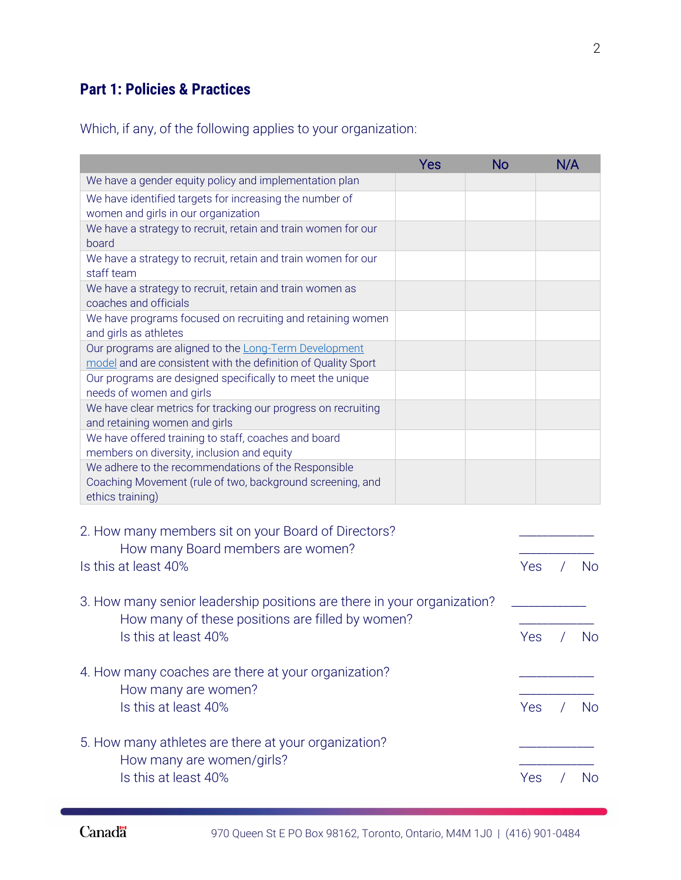## Part 1: Policies & Practices

Which, if any, of the following applies to your organization:

| | Yes | No | N/A |
|---|---|---|---|
| We have a gender equity policy and implementation plan | | | |
| We have identified targets for increasing the number of women and girls in our organization | | | |
| We have a strategy to recruit, retain and train women for our board | | | |
| We have a strategy to recruit, retain and train women for our staff team | | | |
| We have a strategy to recruit, retain and train women as coaches and officials | | | |
| We have programs focused on recruiting and retaining women and girls as athletes | | | |
| Our programs are aligned to the Long-Term Development model and are consistent with the definition of Quality Sport | | | |
| Our programs are designed specifically to meet the unique needs of women and girls | | | |
| We have clear metrics for tracking our progress on recruiting and retaining women and girls | | | |
| We have offered training to staff, coaches and board members on diversity, inclusion and equity | | | |
| We adhere to the recommendations of the Responsible Coaching Movement (rule of two, background screening, and ethics training) | | | |

2. How many members sit on your Board of Directors? __________
   How many Board members are women? __________
   Is this at least 40% Yes / No

3. How many senior leadership positions are there in your organization? __________
   How many of these positions are filled by women? __________
   Is this at least 40% Yes / No

4. How many coaches are there at your organization? __________
   How many are women? __________
   Is this at least 40% Yes / No

5. How many athletes are there at your organization? __________
   How many are women/girls? __________
   Is this at least 40% Yes / No

Canadä 970 Queen St E PO Box 98162, Toronto, Ontario, M4M 1J0 | (416) 901-0484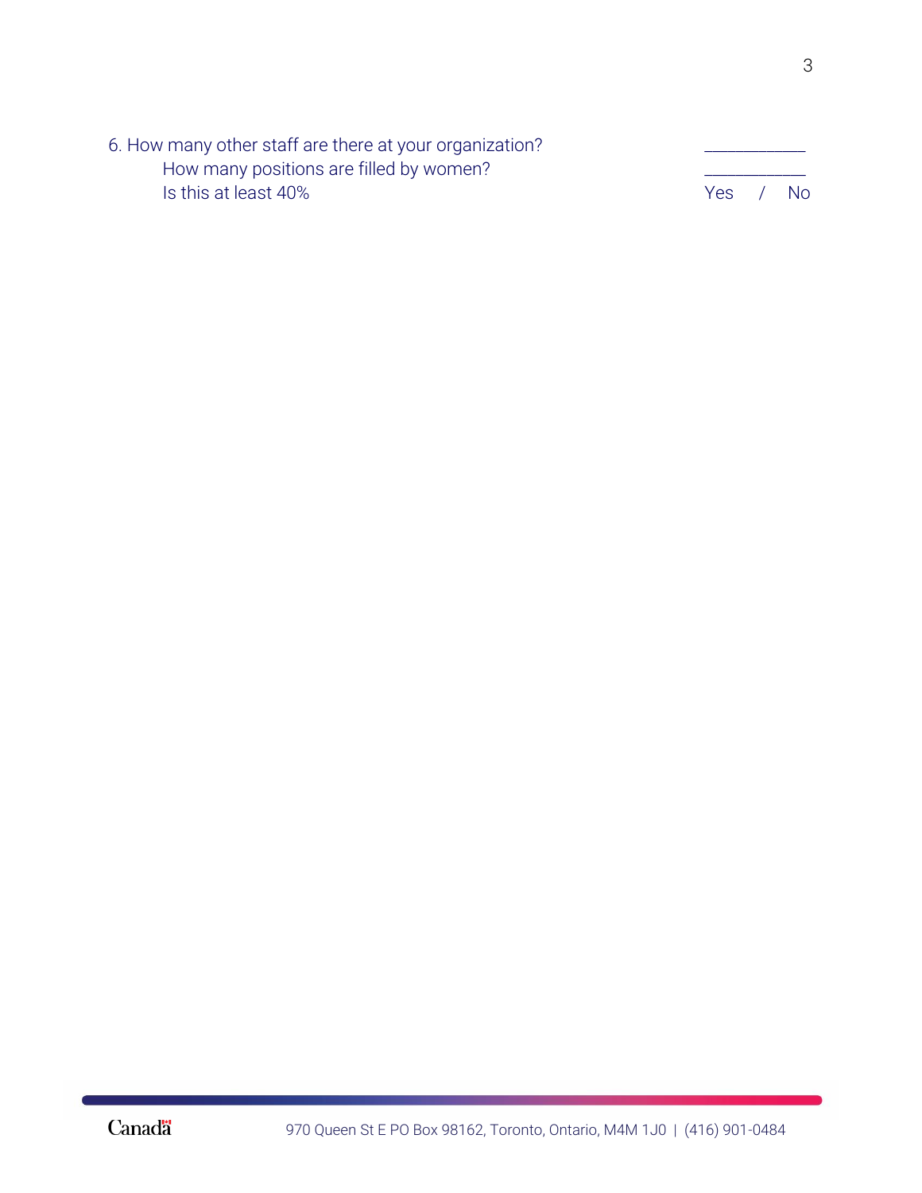6. How many other staff are there at your organization? ___________

   How many positions are filled by women? ___________

   Is this at least 40% Yes / No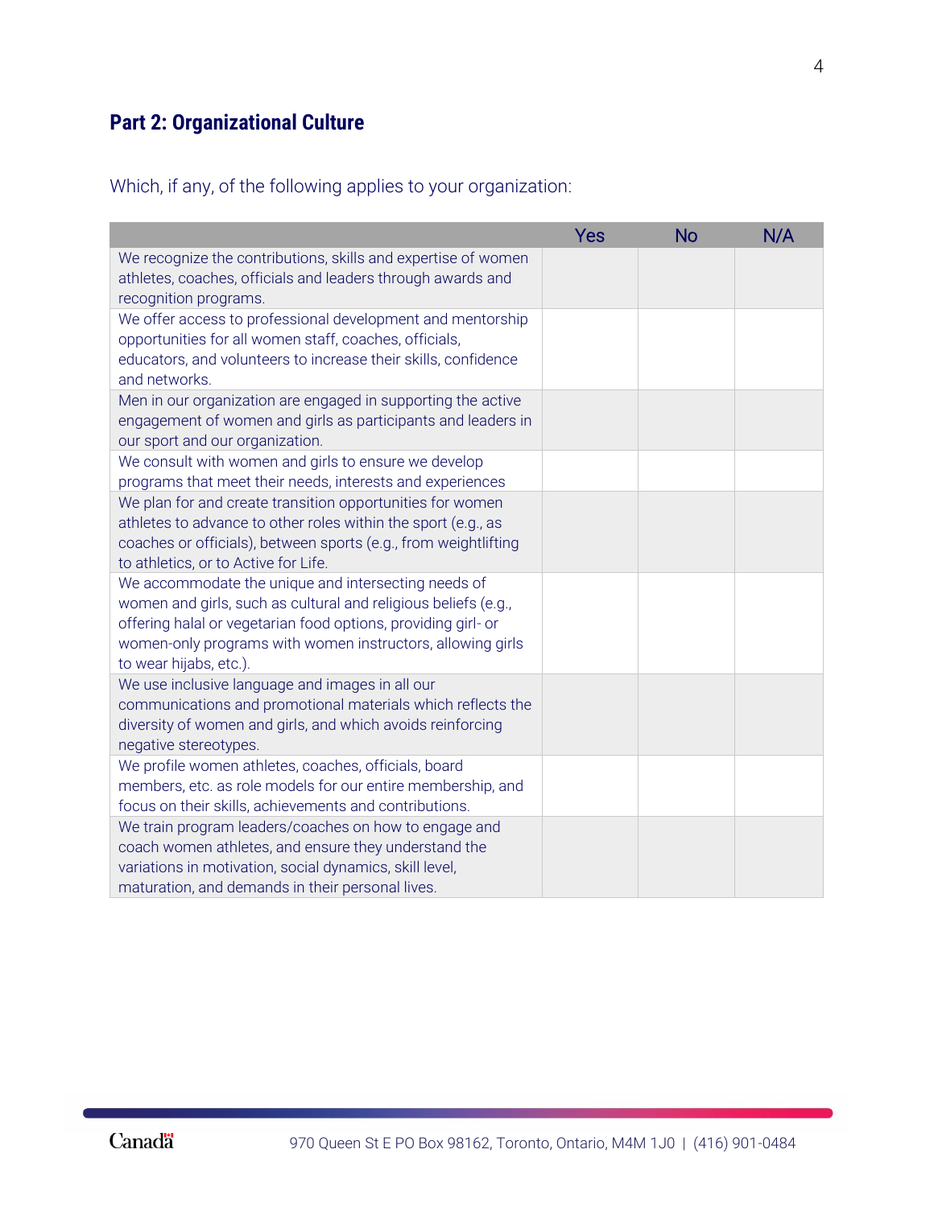## Part 2: Organizational Culture

Which, if any, of the following applies to your organization:

| | Yes | No | N/A |
|---|---|---|---|
| We recognize the contributions, skills and expertise of women athletes, coaches, officials and leaders through awards and recognition programs. | | | |
| We offer access to professional development and mentorship opportunities for all women staff, coaches, officials, educators, and volunteers to increase their skills, confidence and networks. | | | |
| Men in our organization are engaged in supporting the active engagement of women and girls as participants and leaders in our sport and our organization. | | | |
| We consult with women and girls to ensure we develop programs that meet their needs, interests and experiences | | | |
| We plan for and create transition opportunities for women athletes to advance to other roles within the sport (e.g., as coaches or officials), between sports (e.g., from weightlifting to athletics, or to Active for Life. | | | |
| We accommodate the unique and intersecting needs of women and girls, such as cultural and religious beliefs (e.g., offering halal or vegetarian food options, providing girl- or women-only programs with women instructors, allowing girls to wear hijabs, etc.). | | | |
| We use inclusive language and images in all our communications and promotional materials which reflects the diversity of women and girls, and which avoids reinforcing negative stereotypes. | | | |
| We profile women athletes, coaches, officials, board members, etc. as role models for our entire membership, and focus on their skills, achievements and contributions. | | | |
| We train program leaders/coaches on how to engage and coach women athletes, and ensure they understand the variations in motivation, social dynamics, skill level, maturation, and demands in their personal lives. | | | |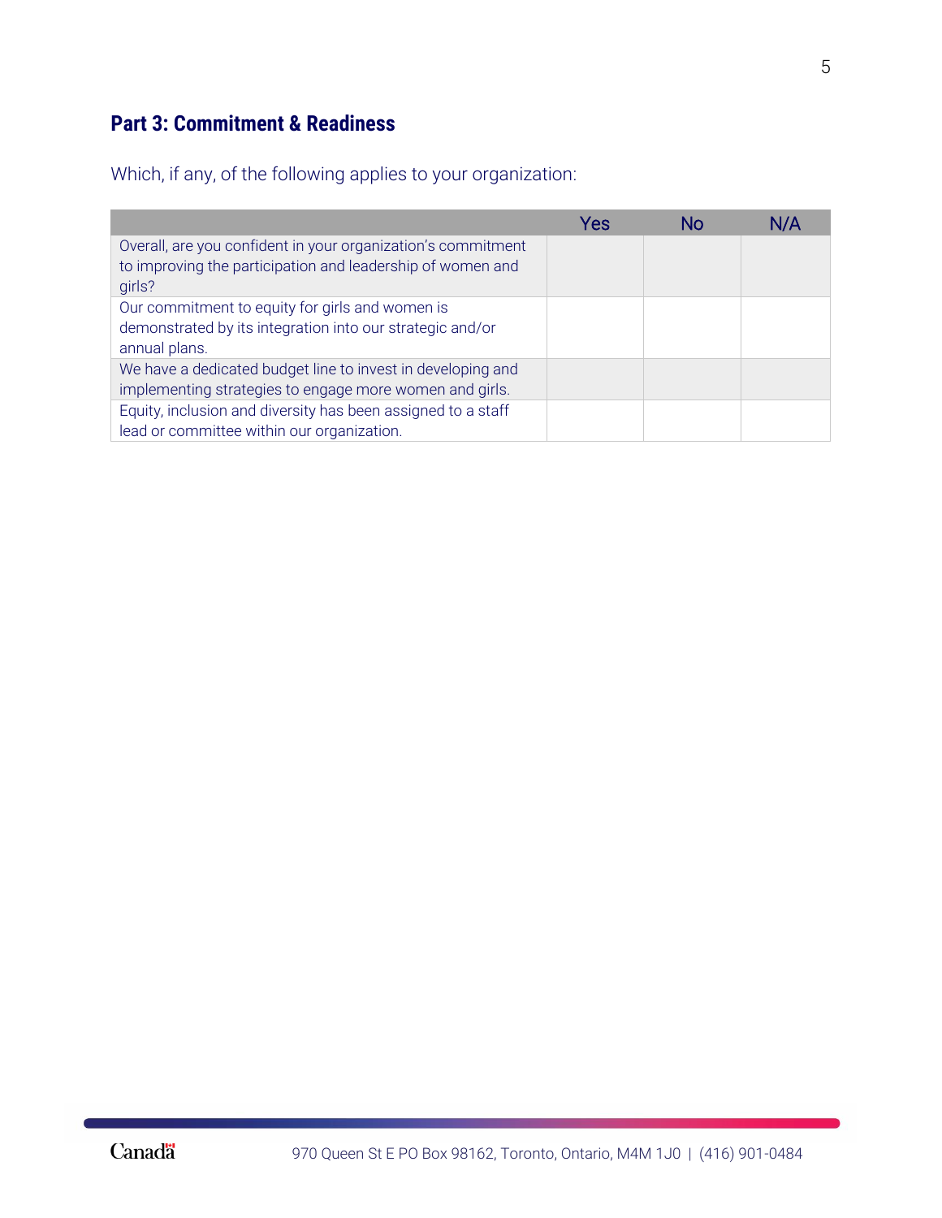## Part 3: Commitment & Readiness

Which, if any, of the following applies to your organization:

| | Yes | No | N/A |
|---|---|---|---|
| Overall, are you confident in your organization's commitment to improving the participation and leadership of women and girls? | | | |
| Our commitment to equity for girls and women is demonstrated by its integration into our strategic and/or annual plans. | | | |
| We have a dedicated budget line to invest in developing and implementing strategies to engage more women and girls. | | | |
| Equity, inclusion and diversity has been assigned to a staff lead or committee within our organization. | | | |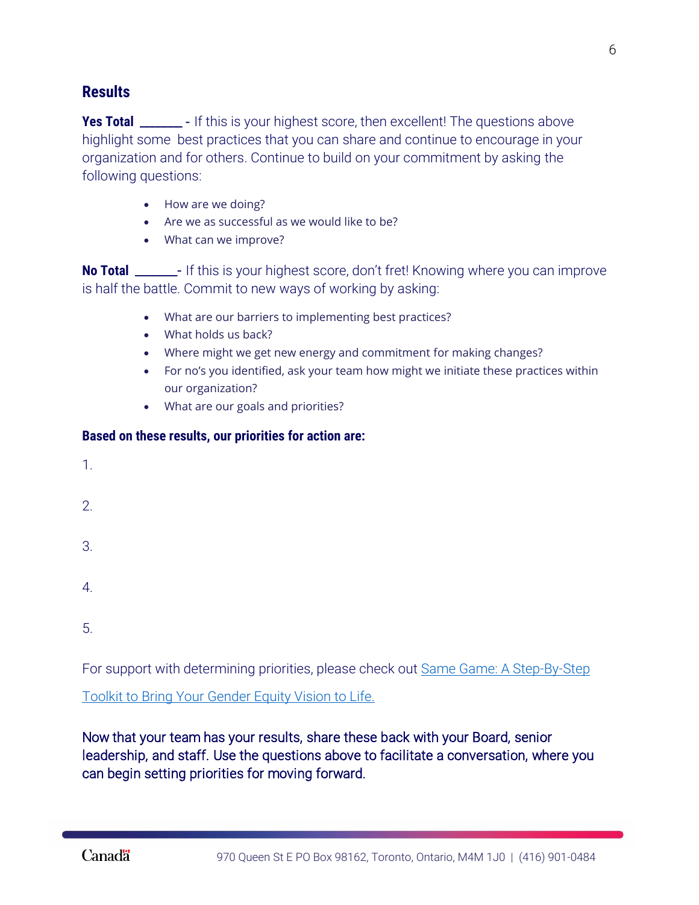## Results

**Yes Total \_\_\_\_\_\_\_** - If this is your highest score, then excellent! The questions above highlight some best practices that you can share and continue to encourage in your organization and for others. Continue to build on your commitment by asking the following questions:

- How are we doing?
- Are we as successful as we would like to be?
- What can we improve?

**No Total \_\_\_\_\_\_\_**- If this is your highest score, don't fret! Knowing where you can improve is half the battle. Commit to new ways of working by asking:

- What are our barriers to implementing best practices?
- What holds us back?
- Where might we get new energy and commitment for making changes?
- For no's you identified, ask your team how might we initiate these practices within our organization?
- What are our goals and priorities?

**Based on these results, our priorities for action are:**

1.

2.

3.

4.

5.

For support with determining priorities, please check out [Same Game: A Step-By-Step Toolkit to Bring Your Gender Equity Vision to Life.]()

Now that your team has your results, share these back with your Board, senior leadership, and staff. Use the questions above to facilitate a conversation, where you can begin setting priorities for moving forward.

Canada

970 Queen St E PO Box 98162, Toronto, Ontario, M4M 1J0 | (416) 901-0484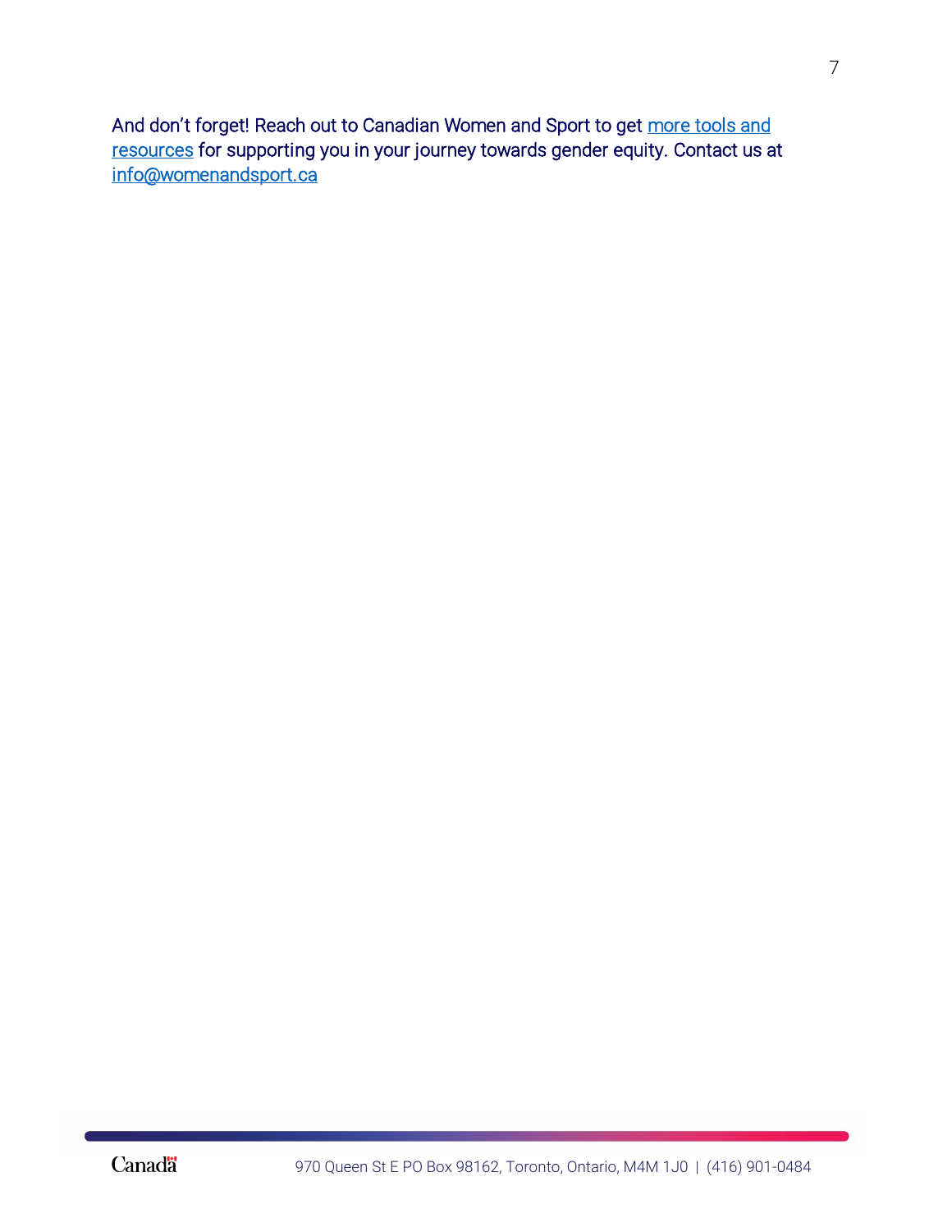And don't forget! Reach out to Canadian Women and Sport to get more tools and resources for supporting you in your journey towards gender equity. Contact us at info@womenandsport.ca